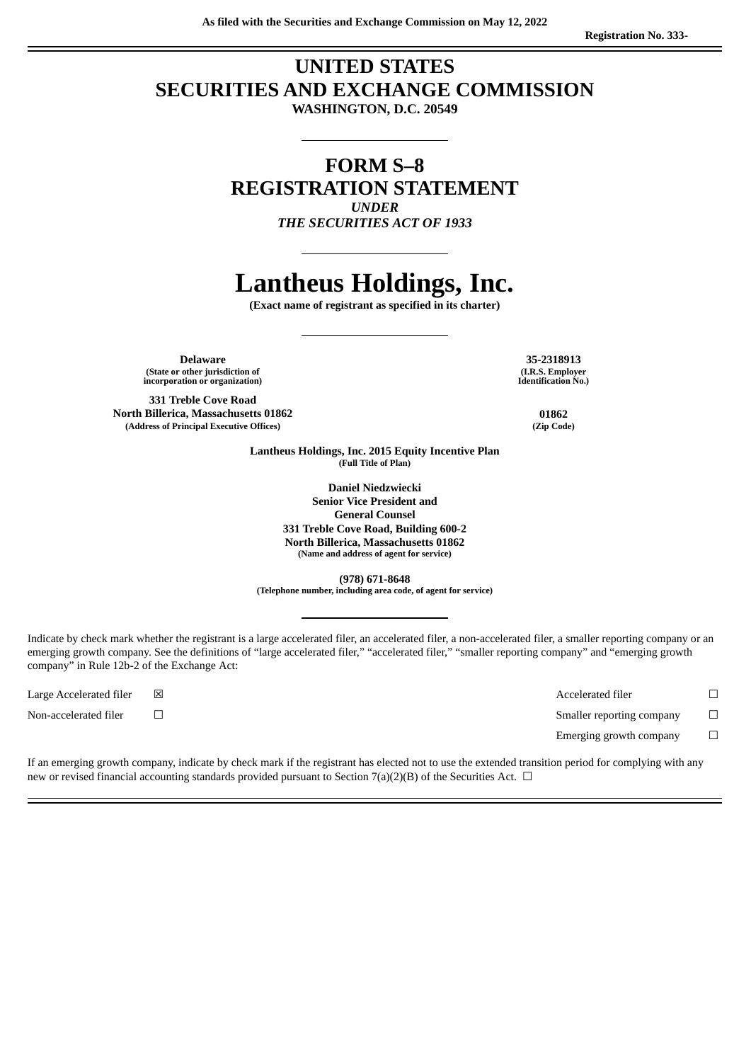As filed with the Securities and Exchange Commission on May 12, 2022

Registration No. 333-

# UNITED STATES
# SECURITIES AND EXCHANGE COMMISSION
**WASHINGTON, D.C. 20549**

---

# FORM S–8
# REGISTRATION STATEMENT
*UNDER*
*THE SECURITIES ACT OF 1933*

---

# Lantheus Holdings, Inc.
**(Exact name of registrant as specified in its charter)**

---

| | |
|---|---|
| **Delaware**<br>(State or other jurisdiction of incorporation or organization) | **35-2318913**<br>(I.R.S. Employer Identification No.) |
| **331 Treble Cove Road**<br>**North Billerica, Massachusetts 01862**<br>(Address of Principal Executive Offices) | **01862**<br>(Zip Code) |

**Lantheus Holdings, Inc. 2015 Equity Incentive Plan**
(Full Title of Plan)

**Daniel Niedzwiecki**
**Senior Vice President and**
**General Counsel**
**331 Treble Cove Road, Building 600-2**
**North Billerica, Massachusetts 01862**
(Name and address of agent for service)

**(978) 671-8648**
(Telephone number, including area code, of agent for service)

---

Indicate by check mark whether the registrant is a large accelerated filer, an accelerated filer, a non-accelerated filer, a smaller reporting company or an emerging growth company. See the definitions of "large accelerated filer," "accelerated filer," "smaller reporting company" and "emerging growth company" in Rule 12b-2 of the Exchange Act:

| | | | |
|---|---|---|---|
| Large Accelerated filer | ☒ | Accelerated filer | ☐ |
| Non-accelerated filer | ☐ | Smaller reporting company | ☐ |
| | | Emerging growth company | ☐ |

If an emerging growth company, indicate by check mark if the registrant has elected not to use the extended transition period for complying with any new or revised financial accounting standards provided pursuant to Section 7(a)(2)(B) of the Securities Act. ☐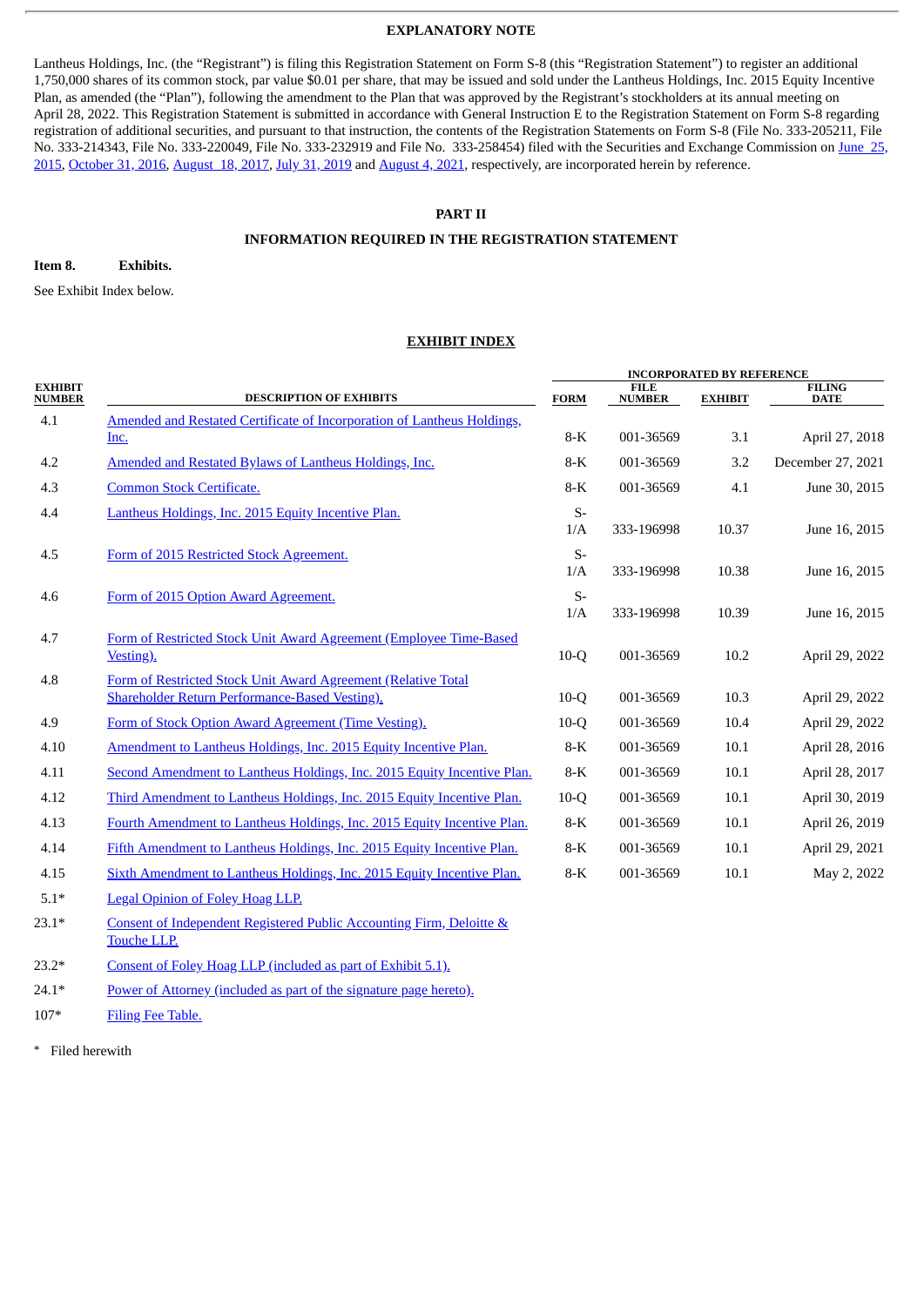**EXPLANATORY NOTE**

Lantheus Holdings, Inc. (the "Registrant") is filing this Registration Statement on Form S-8 (this "Registration Statement") to register an additional 1,750,000 shares of its common stock, par value $0.01 per share, that may be issued and sold under the Lantheus Holdings, Inc. 2015 Equity Incentive Plan, as amended (the "Plan"), following the amendment to the Plan that was approved by the Registrant's stockholders at its annual meeting on April 28, 2022. This Registration Statement is submitted in accordance with General Instruction E to the Registration Statement on Form S-8 regarding registration of additional securities, and pursuant to that instruction, the contents of the Registration Statements on Form S-8 (File No. 333-205211, File No. 333-214343, File No. 333-220049, File No. 333-232919 and File No. 333-258454) filed with the Securities and Exchange Commission on June 25, 2015, October 31, 2016, August 18, 2017, July 31, 2019 and August 4, 2021, respectively, are incorporated herein by reference.

**PART II**

**INFORMATION REQUIRED IN THE REGISTRATION STATEMENT**

**Item 8. Exhibits.**

See Exhibit Index below.

**EXHIBIT INDEX**

| EXHIBIT NUMBER | DESCRIPTION OF EXHIBITS | INCORPORATED BY REFERENCE | | | |
|---|---|---|---|---|---|
| | | FORM | FILE NUMBER | EXHIBIT | FILING DATE |
| 4.1 | Amended and Restated Certificate of Incorporation of Lantheus Holdings, Inc. | 8-K | 001-36569 | 3.1 | April 27, 2018 |
| 4.2 | Amended and Restated Bylaws of Lantheus Holdings, Inc. | 8-K | 001-36569 | 3.2 | December 27, 2021 |
| 4.3 | Common Stock Certificate. | 8-K | 001-36569 | 4.1 | June 30, 2015 |
| 4.4 | Lantheus Holdings, Inc. 2015 Equity Incentive Plan. | S-1/A | 333-196998 | 10.37 | June 16, 2015 |
| 4.5 | Form of 2015 Restricted Stock Agreement. | S-1/A | 333-196998 | 10.38 | June 16, 2015 |
| 4.6 | Form of 2015 Option Award Agreement. | S-1/A | 333-196998 | 10.39 | June 16, 2015 |
| 4.7 | Form of Restricted Stock Unit Award Agreement (Employee Time-Based Vesting). | 10-Q | 001-36569 | 10.2 | April 29, 2022 |
| 4.8 | Form of Restricted Stock Unit Award Agreement (Relative Total Shareholder Return Performance-Based Vesting). | 10-Q | 001-36569 | 10.3 | April 29, 2022 |
| 4.9 | Form of Stock Option Award Agreement (Time Vesting). | 10-Q | 001-36569 | 10.4 | April 29, 2022 |
| 4.10 | Amendment to Lantheus Holdings, Inc. 2015 Equity Incentive Plan. | 8-K | 001-36569 | 10.1 | April 28, 2016 |
| 4.11 | Second Amendment to Lantheus Holdings, Inc. 2015 Equity Incentive Plan. | 8-K | 001-36569 | 10.1 | April 28, 2017 |
| 4.12 | Third Amendment to Lantheus Holdings, Inc. 2015 Equity Incentive Plan. | 10-Q | 001-36569 | 10.1 | April 30, 2019 |
| 4.13 | Fourth Amendment to Lantheus Holdings, Inc. 2015 Equity Incentive Plan. | 8-K | 001-36569 | 10.1 | April 26, 2019 |
| 4.14 | Fifth Amendment to Lantheus Holdings, Inc. 2015 Equity Incentive Plan. | 8-K | 001-36569 | 10.1 | April 29, 2021 |
| 4.15 | Sixth Amendment to Lantheus Holdings, Inc. 2015 Equity Incentive Plan. | 8-K | 001-36569 | 10.1 | May 2, 2022 |
| 5.1* | Legal Opinion of Foley Hoag LLP. | | | | |
| 23.1* | Consent of Independent Registered Public Accounting Firm, Deloitte & Touche LLP. | | | | |
| 23.2* | Consent of Foley Hoag LLP (included as part of Exhibit 5.1). | | | | |
| 24.1* | Power of Attorney (included as part of the signature page hereto). | | | | |
| 107* | Filing Fee Table. | | | | |

\* Filed herewith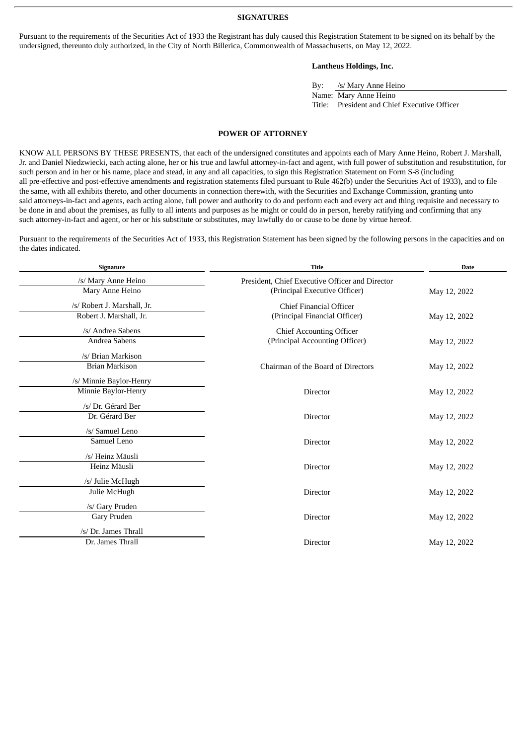## SIGNATURES

Pursuant to the requirements of the Securities Act of 1933 the Registrant has duly caused this Registration Statement to be signed on its behalf by the undersigned, thereunto duly authorized, in the City of North Billerica, Commonwealth of Massachusetts, on May 12, 2022.

**Lantheus Holdings, Inc.**

By: /s/ Mary Anne Heino
Name: Mary Anne Heino
Title: President and Chief Executive Officer

## POWER OF ATTORNEY

KNOW ALL PERSONS BY THESE PRESENTS, that each of the undersigned constitutes and appoints each of Mary Anne Heino, Robert J. Marshall, Jr. and Daniel Niedzwiecki, each acting alone, her or his true and lawful attorney-in-fact and agent, with full power of substitution and resubstitution, for such person and in her or his name, place and stead, in any and all capacities, to sign this Registration Statement on Form S-8 (including all pre-effective and post-effective amendments and registration statements filed pursuant to Rule 462(b) under the Securities Act of 1933), and to file the same, with all exhibits thereto, and other documents in connection therewith, with the Securities and Exchange Commission, granting unto said attorneys-in-fact and agents, each acting alone, full power and authority to do and perform each and every act and thing requisite and necessary to be done in and about the premises, as fully to all intents and purposes as he might or could do in person, hereby ratifying and confirming that any such attorney-in-fact and agent, or her or his substitute or substitutes, may lawfully do or cause to be done by virtue hereof.

Pursuant to the requirements of the Securities Act of 1933, this Registration Statement has been signed by the following persons in the capacities and on the dates indicated.

| Signature | Title | Date |
|---|---|---|
| /s/ Mary Anne Heino<br>Mary Anne Heino | President, Chief Executive Officer and Director<br>(Principal Executive Officer) | May 12, 2022 |
| /s/ Robert J. Marshall, Jr.<br>Robert J. Marshall, Jr. | Chief Financial Officer<br>(Principal Financial Officer) | May 12, 2022 |
| /s/ Andrea Sabens<br>Andrea Sabens | Chief Accounting Officer<br>(Principal Accounting Officer) | May 12, 2022 |
| /s/ Brian Markison<br>Brian Markison | Chairman of the Board of Directors | May 12, 2022 |
| /s/ Minnie Baylor-Henry<br>Minnie Baylor-Henry | Director | May 12, 2022 |
| /s/ Dr. Gérard Ber<br>Dr. Gérard Ber | Director | May 12, 2022 |
| /s/ Samuel Leno<br>Samuel Leno | Director | May 12, 2022 |
| /s/ Heinz Mäusli<br>Heinz Mäusli | Director | May 12, 2022 |
| /s/ Julie McHugh<br>Julie McHugh | Director | May 12, 2022 |
| /s/ Gary Pruden<br>Gary Pruden | Director | May 12, 2022 |
| /s/ Dr. James Thrall<br>Dr. James Thrall | Director | May 12, 2022 |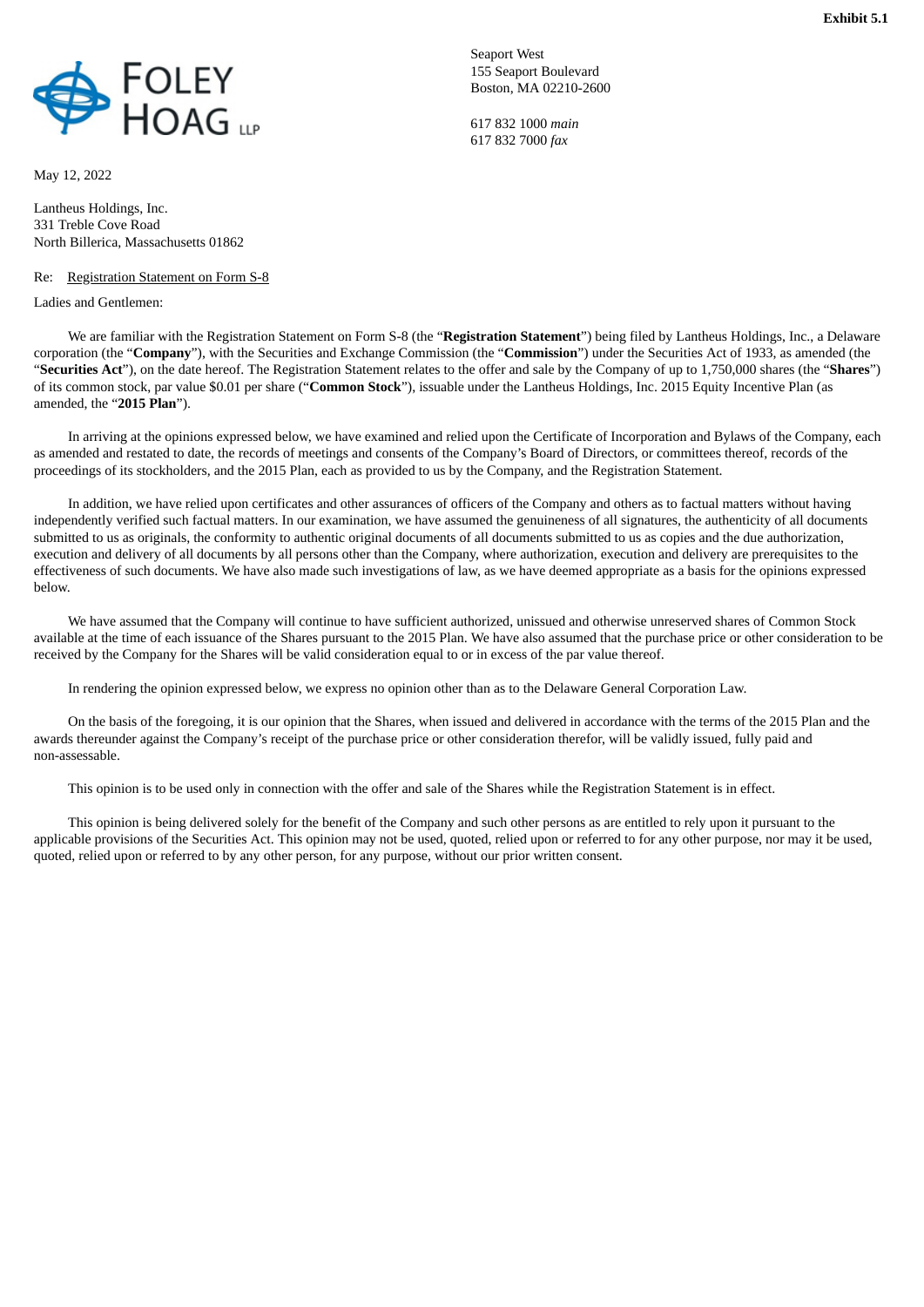**Exhibit 5.1**

FOLEY HOAG LLP

Seaport West
155 Seaport Boulevard
Boston, MA 02210-2600

617 832 1000 *main*
617 832 7000 *fax*

May 12, 2022

Lantheus Holdings, Inc.
331 Treble Cove Road
North Billerica, Massachusetts 01862

Re: Registration Statement on Form S-8

Ladies and Gentlemen:

We are familiar with the Registration Statement on Form S-8 (the "**Registration Statement**") being filed by Lantheus Holdings, Inc., a Delaware corporation (the "**Company**"), with the Securities and Exchange Commission (the "**Commission**") under the Securities Act of 1933, as amended (the "**Securities Act**"), on the date hereof. The Registration Statement relates to the offer and sale by the Company of up to 1,750,000 shares (the "**Shares**") of its common stock, par value $0.01 per share ("**Common Stock**"), issuable under the Lantheus Holdings, Inc. 2015 Equity Incentive Plan (as amended, the "**2015 Plan**").

In arriving at the opinions expressed below, we have examined and relied upon the Certificate of Incorporation and Bylaws of the Company, each as amended and restated to date, the records of meetings and consents of the Company's Board of Directors, or committees thereof, records of the proceedings of its stockholders, and the 2015 Plan, each as provided to us by the Company, and the Registration Statement.

In addition, we have relied upon certificates and other assurances of officers of the Company and others as to factual matters without having independently verified such factual matters. In our examination, we have assumed the genuineness of all signatures, the authenticity of all documents submitted to us as originals, the conformity to authentic original documents of all documents submitted to us as copies and the due authorization, execution and delivery of all documents by all persons other than the Company, where authorization, execution and delivery are prerequisites to the effectiveness of such documents. We have also made such investigations of law, as we have deemed appropriate as a basis for the opinions expressed below.

We have assumed that the Company will continue to have sufficient authorized, unissued and otherwise unreserved shares of Common Stock available at the time of each issuance of the Shares pursuant to the 2015 Plan. We have also assumed that the purchase price or other consideration to be received by the Company for the Shares will be valid consideration equal to or in excess of the par value thereof.

In rendering the opinion expressed below, we express no opinion other than as to the Delaware General Corporation Law.

On the basis of the foregoing, it is our opinion that the Shares, when issued and delivered in accordance with the terms of the 2015 Plan and the awards thereunder against the Company's receipt of the purchase price or other consideration therefor, will be validly issued, fully paid and non-assessable.

This opinion is to be used only in connection with the offer and sale of the Shares while the Registration Statement is in effect.

This opinion is being delivered solely for the benefit of the Company and such other persons as are entitled to rely upon it pursuant to the applicable provisions of the Securities Act. This opinion may not be used, quoted, relied upon or referred to for any other purpose, nor may it be used, quoted, relied upon or referred to by any other person, for any purpose, without our prior written consent.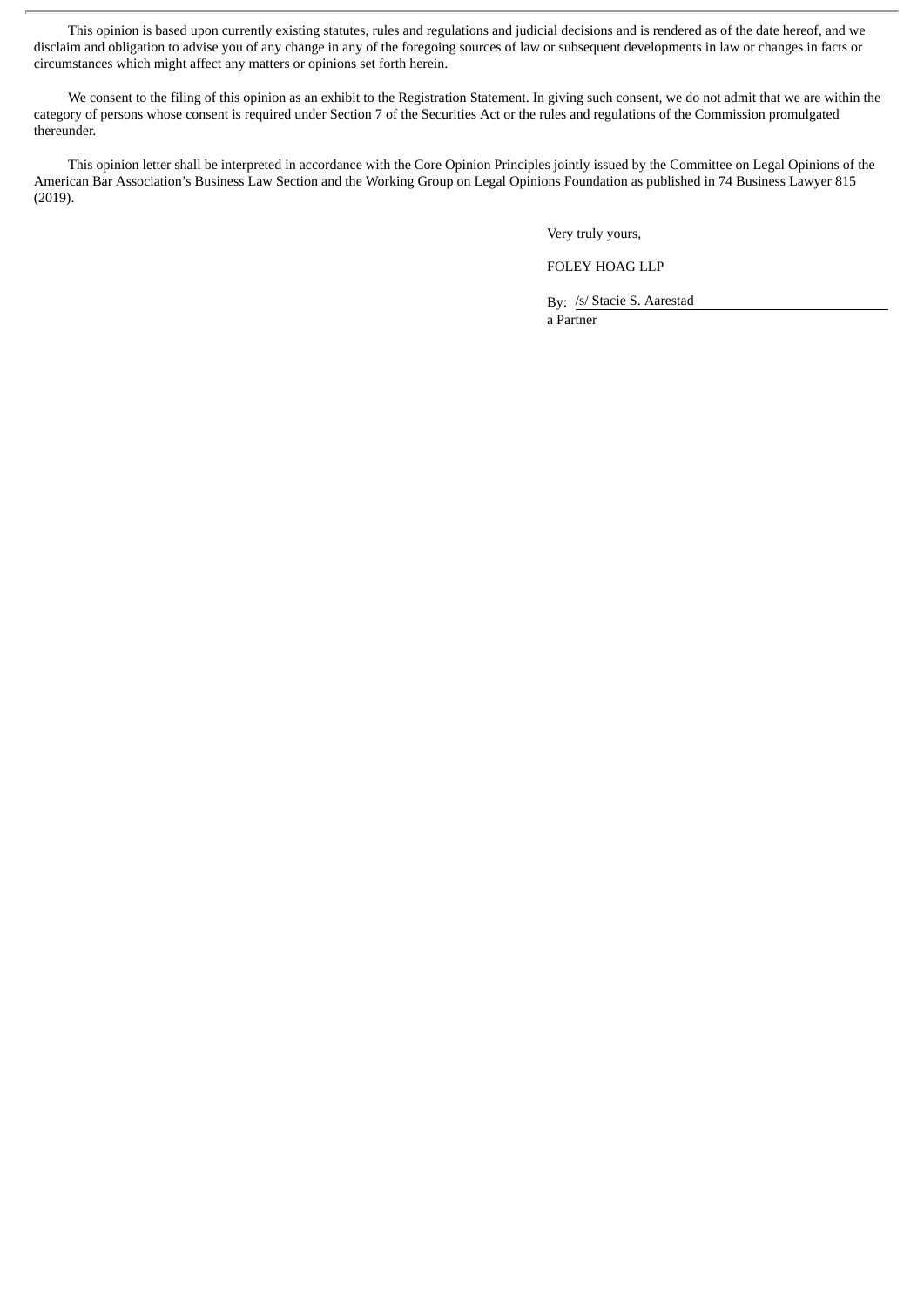This opinion is based upon currently existing statutes, rules and regulations and judicial decisions and is rendered as of the date hereof, and we disclaim and obligation to advise you of any change in any of the foregoing sources of law or subsequent developments in law or changes in facts or circumstances which might affect any matters or opinions set forth herein.

We consent to the filing of this opinion as an exhibit to the Registration Statement. In giving such consent, we do not admit that we are within the category of persons whose consent is required under Section 7 of the Securities Act or the rules and regulations of the Commission promulgated thereunder.

This opinion letter shall be interpreted in accordance with the Core Opinion Principles jointly issued by the Committee on Legal Opinions of the American Bar Association's Business Law Section and the Working Group on Legal Opinions Foundation as published in 74 Business Lawyer 815 (2019).

Very truly yours,

FOLEY HOAG LLP

By: /s/ Stacie S. Aarestad
a Partner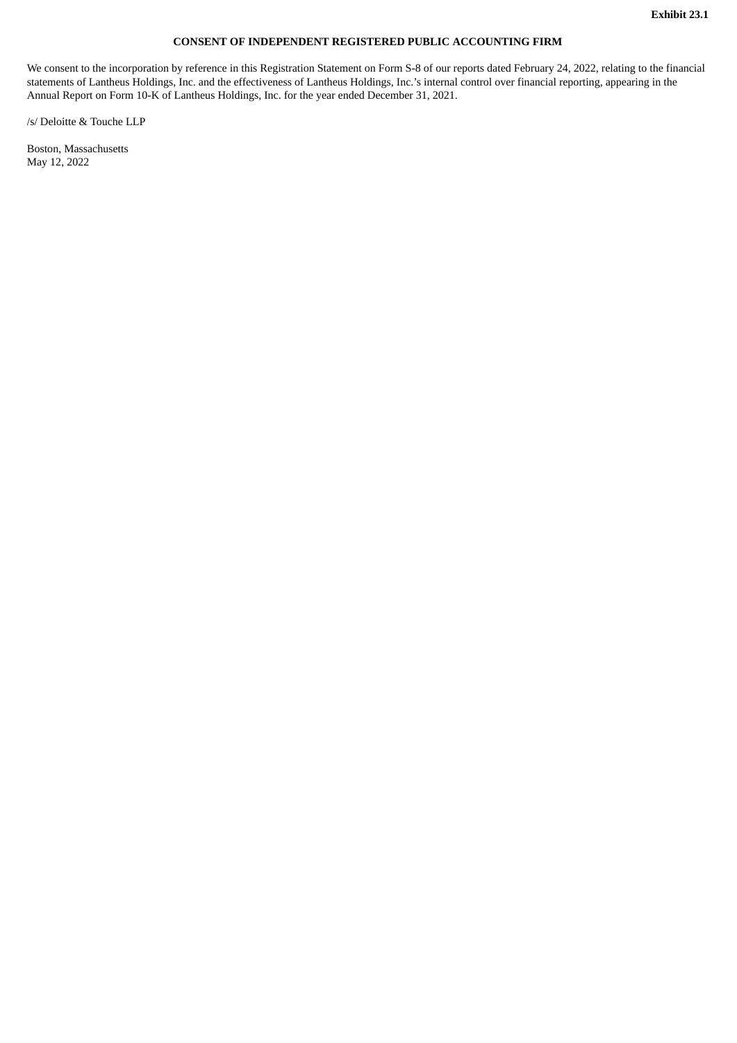**Exhibit 23.1**

**CONSENT OF INDEPENDENT REGISTERED PUBLIC ACCOUNTING FIRM**

We consent to the incorporation by reference in this Registration Statement on Form S-8 of our reports dated February 24, 2022, relating to the financial statements of Lantheus Holdings, Inc. and the effectiveness of Lantheus Holdings, Inc.'s internal control over financial reporting, appearing in the Annual Report on Form 10-K of Lantheus Holdings, Inc. for the year ended December 31, 2021.

/s/ Deloitte & Touche LLP

Boston, Massachusetts
May 12, 2022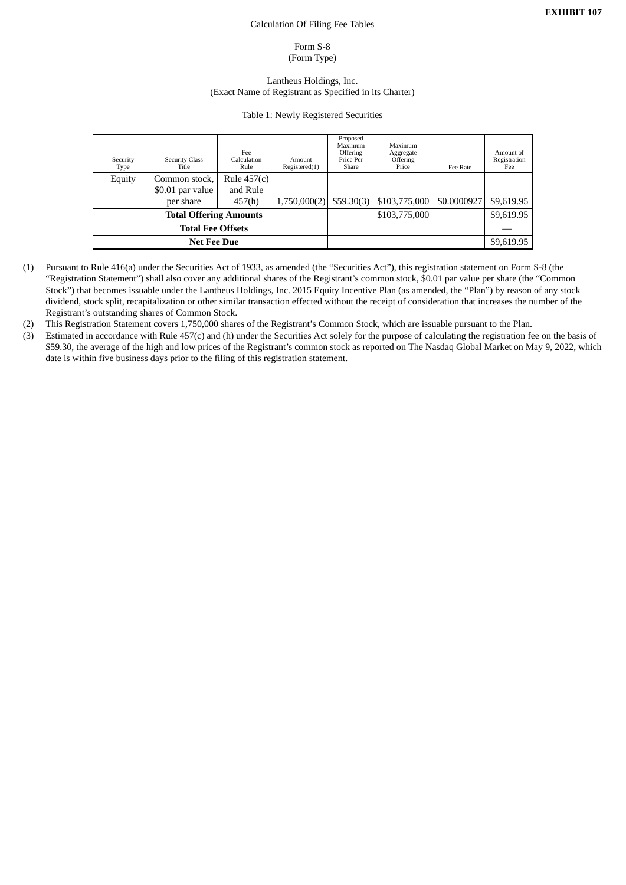**EXHIBIT 107**

Calculation Of Filing Fee Tables

Form S-8
(Form Type)

Lantheus Holdings, Inc.
(Exact Name of Registrant as Specified in its Charter)

Table 1: Newly Registered Securities

| Security Type | Security Class Title | Fee Calculation Rule | Amount Registered(1) | Proposed Maximum Offering Price Per Share | Maximum Aggregate Offering Price | Fee Rate | Amount of Registration Fee |
|---|---|---|---|---|---|---|---|
| Equity | Common stock, $0.01 par value per share | Rule 457(c) and Rule 457(h) | 1,750,000(2) | $59.30(3) | $103,775,000 | $0.0000927 | $9,619.95 |
| **Total Offering Amounts** | | | | | $103,775,000 | | $9,619.95 |
| **Total Fee Offsets** | | | | | | | — |
| **Net Fee Due** | | | | | | | $9,619.95 |

(1) Pursuant to Rule 416(a) under the Securities Act of 1933, as amended (the "Securities Act"), this registration statement on Form S-8 (the "Registration Statement") shall also cover any additional shares of the Registrant's common stock, $0.01 par value per share (the "Common Stock") that becomes issuable under the Lantheus Holdings, Inc. 2015 Equity Incentive Plan (as amended, the "Plan") by reason of any stock dividend, stock split, recapitalization or other similar transaction effected without the receipt of consideration that increases the number of the Registrant's outstanding shares of Common Stock.

(2) This Registration Statement covers 1,750,000 shares of the Registrant's Common Stock, which are issuable pursuant to the Plan.

(3) Estimated in accordance with Rule 457(c) and (h) under the Securities Act solely for the purpose of calculating the registration fee on the basis of $59.30, the average of the high and low prices of the Registrant's common stock as reported on The Nasdaq Global Market on May 9, 2022, which date is within five business days prior to the filing of this registration statement.